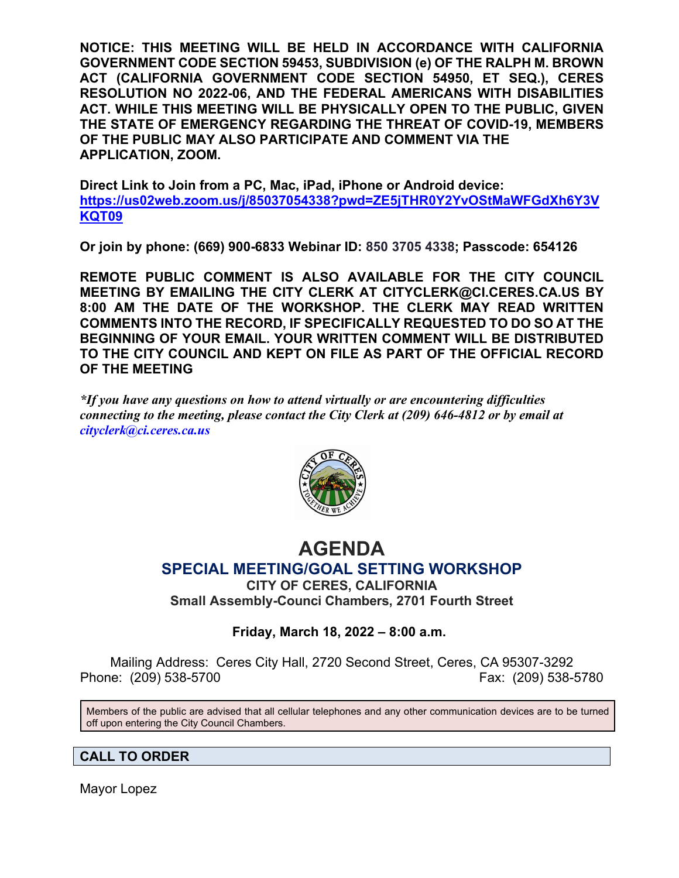**NOTICE: THIS MEETING WILL BE HELD IN ACCORDANCE WITH CALIFORNIA GOVERNMENT CODE SECTION 59453, SUBDIVISION (e) OF THE RALPH M. BROWN ACT (CALIFORNIA GOVERNMENT CODE SECTION 54950, ET SEQ.), CERES RESOLUTION NO 2022-06, AND THE FEDERAL AMERICANS WITH DISABILITIES ACT. WHILE THIS MEETING WILL BE PHYSICALLY OPEN TO THE PUBLIC, GIVEN THE STATE OF EMERGENCY REGARDING THE THREAT OF COVID-19, MEMBERS OF THE PUBLIC MAY ALSO PARTICIPATE AND COMMENT VIA THE APPLICATION, ZOOM.**

**Direct Link to Join from a PC, Mac, iPad, iPhone or Android device:**
**https://us02web.zoom.us/j/85037054338?pwd=ZE5jTHR0Y2YvOStMaWFGdXh6Y3VKQT09**

**Or join by phone: (669) 900-6833 Webinar ID: 850 3705 4338; Passcode: 654126**

**REMOTE PUBLIC COMMENT IS ALSO AVAILABLE FOR THE CITY COUNCIL MEETING BY EMAILING THE CITY CLERK AT CITYCLERK@CI.CERES.CA.US BY 8:00 AM THE DATE OF THE WORKSHOP. THE CLERK MAY READ WRITTEN COMMENTS INTO THE RECORD, IF SPECIFICALLY REQUESTED TO DO SO AT THE BEGINNING OF YOUR EMAIL. YOUR WRITTEN COMMENT WILL BE DISTRIBUTED TO THE CITY COUNCIL AND KEPT ON FILE AS PART OF THE OFFICIAL RECORD OF THE MEETING**

***If you have any questions on how to attend virtually or are encountering difficulties connecting to the meeting, please contact the City Clerk at (209) 646-4812 or by email at cityclerk@ci.ceres.ca.us***

# AGENDA

## SPECIAL MEETING/GOAL SETTING WORKSHOP

**CITY OF CERES, CALIFORNIA**
**Small Assembly-Counci Chambers, 2701 Fourth Street**

**Friday, March 18, 2022 – 8:00 a.m.**

Mailing Address: Ceres City Hall, 2720 Second Street, Ceres, CA 95307-3292
Phone: (209) 538-5700 Fax: (209) 538-5780

Members of the public are advised that all cellular telephones and any other communication devices are to be turned off upon entering the City Council Chambers.

## CALL TO ORDER

Mayor Lopez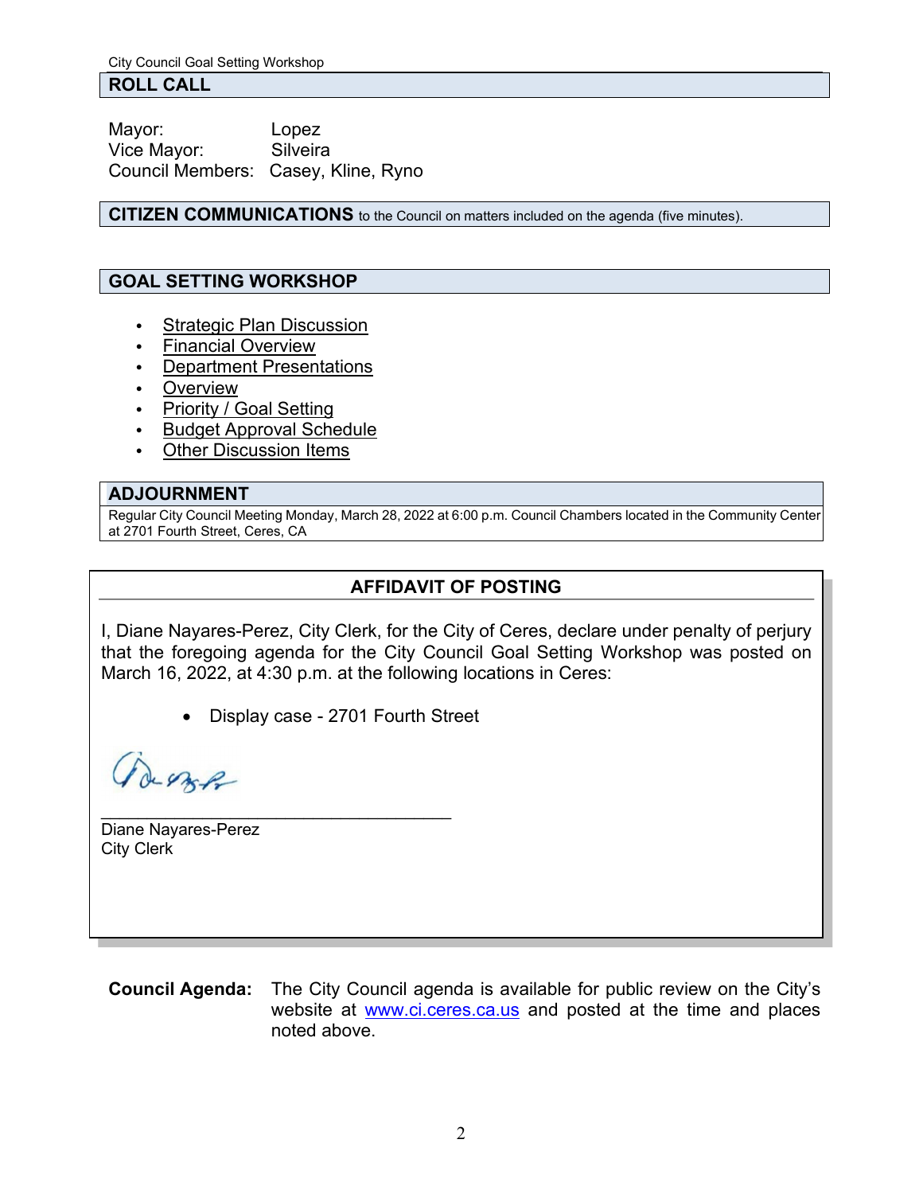City Council Goal Setting Workshop

## ROLL CALL

Mayor: Lopez
Vice Mayor: Silveira
Council Members: Casey, Kline, Ryno

## CITIZEN COMMUNICATIONS to the Council on matters included on the agenda (five minutes).

## GOAL SETTING WORKSHOP

- Strategic Plan Discussion
- Financial Overview
- Department Presentations
- Overview
- Priority / Goal Setting
- Budget Approval Schedule
- Other Discussion Items

## ADJOURNMENT

Regular City Council Meeting Monday, March 28, 2022 at 6:00 p.m. Council Chambers located in the Community Center at 2701 Fourth Street, Ceres, CA

### AFFIDAVIT OF POSTING

I, Diane Nayares-Perez, City Clerk, for the City of Ceres, declare under penalty of perjury that the foregoing agenda for the City Council Goal Setting Workshop was posted on March 16, 2022, at 4:30 p.m. at the following locations in Ceres:

- Display case - 2701 Fourth Street

\_\_\_\_\_\_\_\_\_\_\_\_\_\_\_\_\_\_\_\_\_\_\_\_\_\_\_\_\_\_\_\_\_\_\_\_
Diane Nayares-Perez
City Clerk

**Council Agenda:** The City Council agenda is available for public review on the City's website at www.ci.ceres.ca.us and posted at the time and places noted above.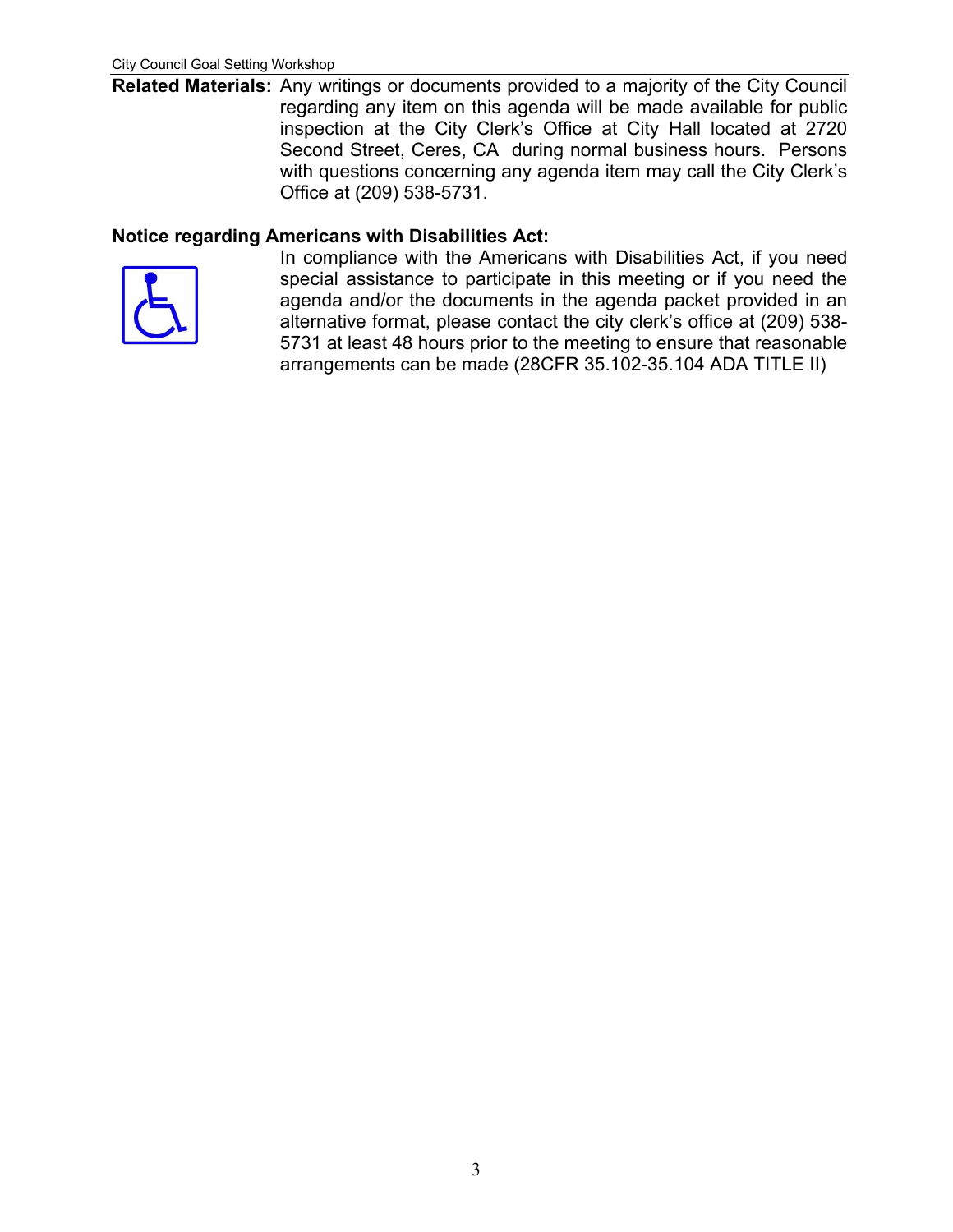**Related Materials:** Any writings or documents provided to a majority of the City Council regarding any item on this agenda will be made available for public inspection at the City Clerk's Office at City Hall located at 2720 Second Street, Ceres, CA during normal business hours. Persons with questions concerning any agenda item may call the City Clerk's Office at (209) 538-5731.

**Notice regarding Americans with Disabilities Act:**

In compliance with the Americans with Disabilities Act, if you need special assistance to participate in this meeting or if you need the agenda and/or the documents in the agenda packet provided in an alternative format, please contact the city clerk's office at (209) 538-5731 at least 48 hours prior to the meeting to ensure that reasonable arrangements can be made (28CFR 35.102-35.104 ADA TITLE II)